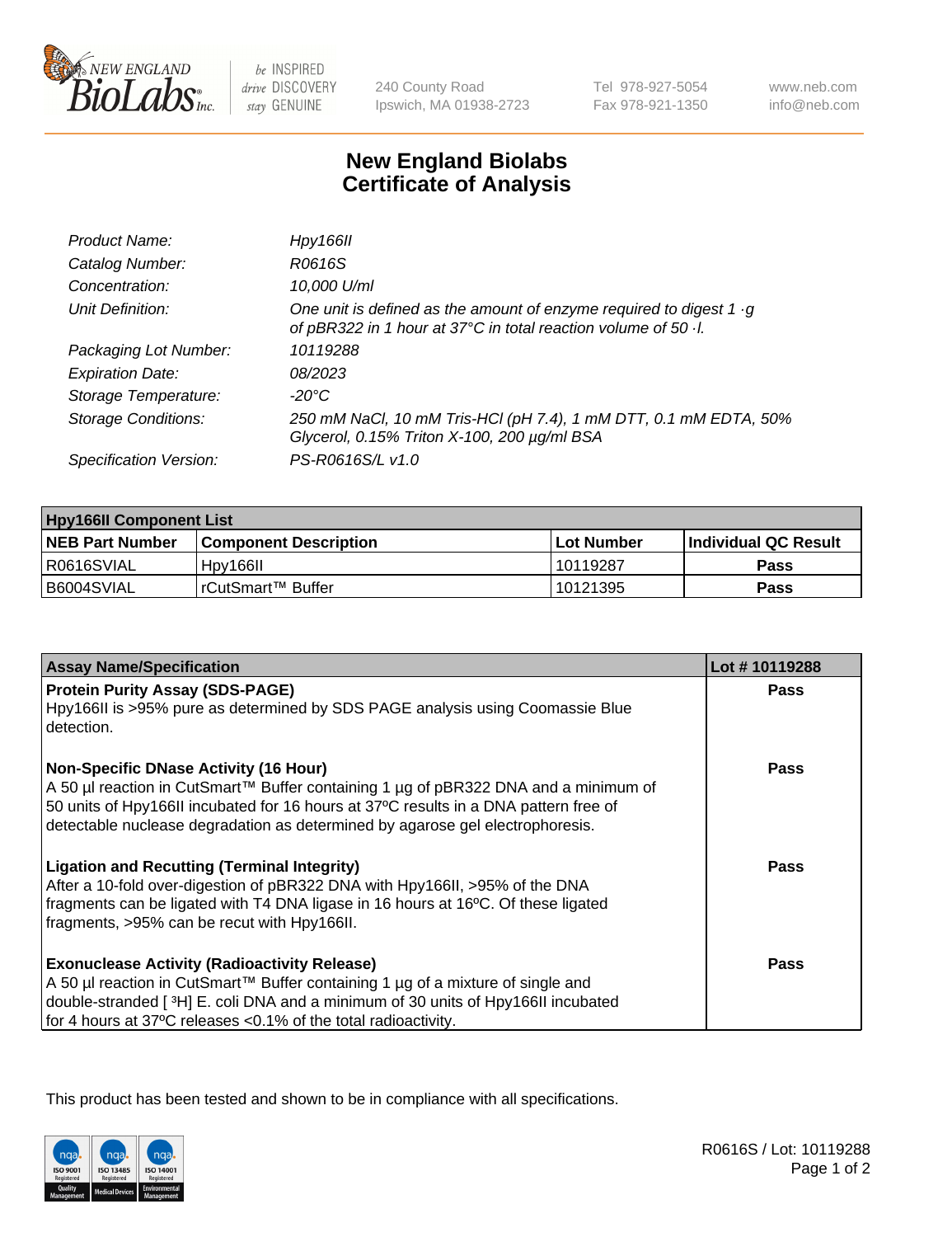# New England Biolabs Certificate of Analysis

| | |
|---|---|
| *Product Name:* | *Hpy166II* |
| *Catalog Number:* | *R0616S* |
| *Concentration:* | *10,000 U/ml* |
| *Unit Definition:* | *One unit is defined as the amount of enzyme required to digest 1 ·g of pBR322 in 1 hour at 37°C in total reaction volume of 50 ·l.* |
| *Packaging Lot Number:* | *10119288* |
| *Expiration Date:* | *08/2023* |
| *Storage Temperature:* | *-20°C* |
| *Storage Conditions:* | *250 mM NaCl, 10 mM Tris-HCl (pH 7.4), 1 mM DTT, 0.1 mM EDTA, 50% Glycerol, 0.15% Triton X-100, 200 µg/ml BSA* |
| *Specification Version:* | *PS-R0616S/L v1.0* |

| **Hpy166II Component List** | | | |
|---|---|---|---|
| **NEB Part Number** | **Component Description** | **Lot Number** | **Individual QC Result** |
| R0616SVIAL | Hpy166II | 10119287 | **Pass** |
| B6004SVIAL | rCutSmart™ Buffer | 10121395 | **Pass** |

| **Assay Name/Specification** | **Lot # 10119288** |
|---|---|
| **Protein Purity Assay (SDS-PAGE)**<br>Hpy166II is >95% pure as determined by SDS PAGE analysis using Coomassie Blue detection. | **Pass** |
| **Non-Specific DNase Activity (16 Hour)**<br>A 50 µl reaction in CutSmart™ Buffer containing 1 µg of pBR322 DNA and a minimum of 50 units of Hpy166II incubated for 16 hours at 37ºC results in a DNA pattern free of detectable nuclease degradation as determined by agarose gel electrophoresis. | **Pass** |
| **Ligation and Recutting (Terminal Integrity)**<br>After a 10-fold over-digestion of pBR322 DNA with Hpy166II, >95% of the DNA fragments can be ligated with T4 DNA ligase in 16 hours at 16ºC. Of these ligated fragments, >95% can be recut with Hpy166II. | **Pass** |
| **Exonuclease Activity (Radioactivity Release)**<br>A 50 µl reaction in CutSmart™ Buffer containing 1 µg of a mixture of single and double-stranded [ $^3$H] E. coli DNA and a minimum of 30 units of Hpy166II incubated for 4 hours at 37ºC releases <0.1% of the total radioactivity. | **Pass** |

This product has been tested and shown to be in compliance with all specifications.

R0616S / Lot: 10119288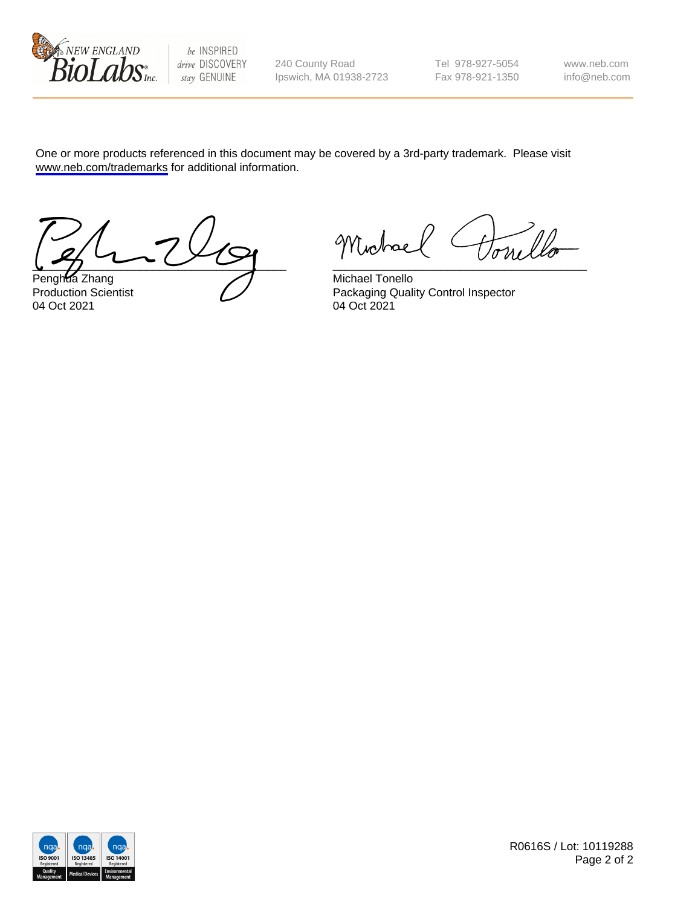One or more products referenced in this document may be covered by a 3rd-party trademark. Please visit www.neb.com/trademarks for additional information.

Penghua Zhang
Production Scientist
04 Oct 2021

Michael Tonello
Packaging Quality Control Inspector
04 Oct 2021

R0616S / Lot: 10119288